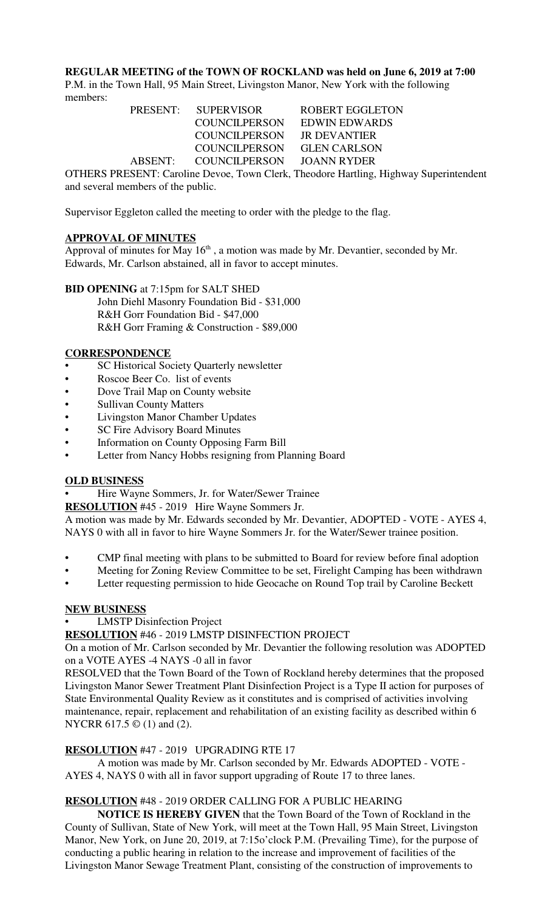**REGULAR MEETING of the TOWN OF ROCKLAND was held on June 6, 2019 at 7:00** P.M. in the Town Hall, 95 Main Street, Livingston Manor, New York with the following members:

| | | |
|---|---|---|
| PRESENT: | SUPERVISOR | ROBERT EGGLETON |
| | COUNCILPERSON | EDWIN EDWARDS |
| | COUNCILPERSON | JR DEVANTIER |
| | COUNCILPERSON | GLEN CARLSON |
| ABSENT: | COUNCILPERSON | JOANN RYDER |

OTHERS PRESENT: Caroline Devoe, Town Clerk, Theodore Hartling, Highway Superintendent and several members of the public.

Supervisor Eggleton called the meeting to order with the pledge to the flag.

**APPROVAL OF MINUTES**

Approval of minutes for May 16th , a motion was made by Mr. Devantier, seconded by Mr. Edwards, Mr. Carlson abstained, all in favor to accept minutes.

**BID OPENING** at 7:15pm for SALT SHED

John Diehl Masonry Foundation Bid - $31,000
R&H Gorr Foundation Bid - $47,000
R&H Gorr Framing & Construction - $89,000

**CORRESPONDENCE**

- SC Historical Society Quarterly newsletter
- Roscoe Beer Co. list of events
- Dove Trail Map on County website
- Sullivan County Matters
- Livingston Manor Chamber Updates
- SC Fire Advisory Board Minutes
- Information on County Opposing Farm Bill
- Letter from Nancy Hobbs resigning from Planning Board

**OLD BUSINESS**

- Hire Wayne Sommers, Jr. for Water/Sewer Trainee

**RESOLUTION** #45 - 2019 Hire Wayne Sommers Jr.

A motion was made by Mr. Edwards seconded by Mr. Devantier, ADOPTED - VOTE - AYES 4, NAYS 0 with all in favor to hire Wayne Sommers Jr. for the Water/Sewer trainee position.

- CMP final meeting with plans to be submitted to Board for review before final adoption
- Meeting for Zoning Review Committee to be set, Firelight Camping has been withdrawn
- Letter requesting permission to hide Geocache on Round Top trail by Caroline Beckett

**NEW BUSINESS**

- LMSTP Disinfection Project

**RESOLUTION** #46 - 2019 LMSTP DISINFECTION PROJECT

On a motion of Mr. Carlson seconded by Mr. Devantier the following resolution was ADOPTED on a VOTE AYES -4 NAYS -0 all in favor

RESOLVED that the Town Board of the Town of Rockland hereby determines that the proposed Livingston Manor Sewer Treatment Plant Disinfection Project is a Type II action for purposes of State Environmental Quality Review as it constitutes and is comprised of activities involving maintenance, repair, replacement and rehabilitation of an existing facility as described within 6 NYCRR 617.5 © (1) and (2).

**RESOLUTION** #47 - 2019 UPGRADING RTE 17

A motion was made by Mr. Carlson seconded by Mr. Edwards ADOPTED - VOTE - AYES 4, NAYS 0 with all in favor support upgrading of Route 17 to three lanes.

**RESOLUTION** #48 - 2019 ORDER CALLING FOR A PUBLIC HEARING

**NOTICE IS HEREBY GIVEN** that the Town Board of the Town of Rockland in the County of Sullivan, State of New York, will meet at the Town Hall, 95 Main Street, Livingston Manor, New York, on June 20, 2019, at 7:15o'clock P.M. (Prevailing Time), for the purpose of conducting a public hearing in relation to the increase and improvement of facilities of the Livingston Manor Sewage Treatment Plant, consisting of the construction of improvements to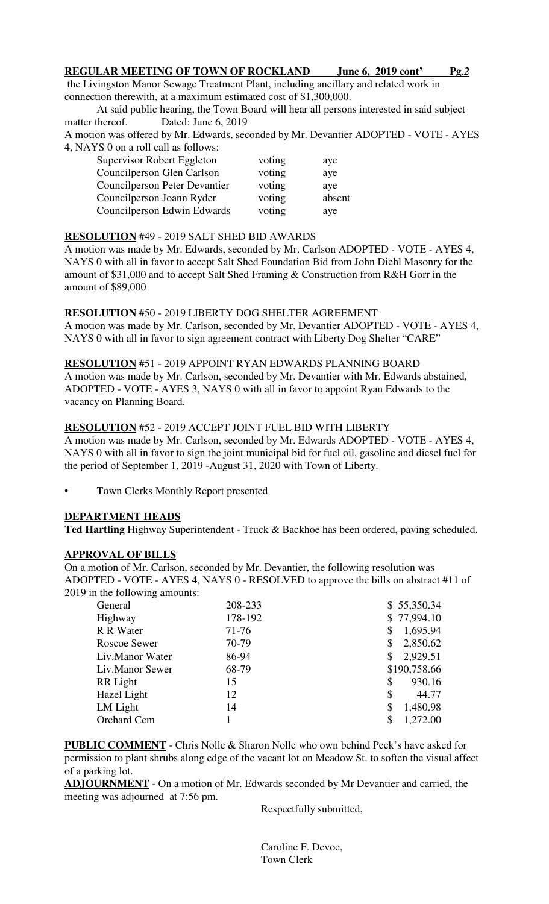the Livingston Manor Sewage Treatment Plant, including ancillary and related work in connection therewith, at a maximum estimated cost of $1,300,000.

At said public hearing, the Town Board will hear all persons interested in said subject matter thereof. Dated: June 6, 2019

A motion was offered by Mr. Edwards, seconded by Mr. Devantier ADOPTED - VOTE - AYES 4, NAYS 0 on a roll call as follows:

| | | |
|---|---|---|
| Supervisor Robert Eggleton | voting | aye |
| Councilperson Glen Carlson | voting | aye |
| Councilperson Peter Devantier | voting | aye |
| Councilperson Joann Ryder | voting | absent |
| Councilperson Edwin Edwards | voting | aye |

**RESOLUTION** #49 - 2019 SALT SHED BID AWARDS

A motion was made by Mr. Edwards, seconded by Mr. Carlson ADOPTED - VOTE - AYES 4, NAYS 0 with all in favor to accept Salt Shed Foundation Bid from John Diehl Masonry for the amount of $31,000 and to accept Salt Shed Framing & Construction from R&H Gorr in the amount of $89,000

**RESOLUTION** #50 - 2019 LIBERTY DOG SHELTER AGREEMENT

A motion was made by Mr. Carlson, seconded by Mr. Devantier ADOPTED - VOTE - AYES 4, NAYS 0 with all in favor to sign agreement contract with Liberty Dog Shelter "CARE"

**RESOLUTION** #51 - 2019 APPOINT RYAN EDWARDS PLANNING BOARD

A motion was made by Mr. Carlson, seconded by Mr. Devantier with Mr. Edwards abstained, ADOPTED - VOTE - AYES 3, NAYS 0 with all in favor to appoint Ryan Edwards to the vacancy on Planning Board.

**RESOLUTION** #52 - 2019 ACCEPT JOINT FUEL BID WITH LIBERTY

A motion was made by Mr. Carlson, seconded by Mr. Edwards ADOPTED - VOTE - AYES 4, NAYS 0 with all in favor to sign the joint municipal bid for fuel oil, gasoline and diesel fuel for the period of September 1, 2019 -August 31, 2020 with Town of Liberty.

- Town Clerks Monthly Report presented

**DEPARTMENT HEADS**

**Ted Hartling** Highway Superintendent - Truck & Backhoe has been ordered, paving scheduled.

**APPROVAL OF BILLS**

On a motion of Mr. Carlson, seconded by Mr. Devantier, the following resolution was ADOPTED - VOTE - AYES 4, NAYS 0 - RESOLVED to approve the bills on abstract #11 of 2019 in the following amounts:

| | | |
|---|---|---|
| General | 208-233 | $ 55,350.34 |
| Highway | 178-192 | $ 77,994.10 |
| R R Water | 71-76 | $ 1,695.94 |
| Roscoe Sewer | 70-79 | $ 2,850.62 |
| Liv.Manor Water | 86-94 | $ 2,929.51 |
| Liv.Manor Sewer | 68-79 | $190,758.66 |
| RR Light | 15 | $ 930.16 |
| Hazel Light | 12 | $ 44.77 |
| LM Light | 14 | $ 1,480.98 |
| Orchard Cem | 1 | $ 1,272.00 |

**PUBLIC COMMENT** - Chris Nolle & Sharon Nolle who own behind Peck's have asked for permission to plant shrubs along edge of the vacant lot on Meadow St. to soften the visual affect of a parking lot.

**ADJOURNMENT** - On a motion of Mr. Edwards seconded by Mr Devantier and carried, the meeting was adjourned at 7:56 pm.

Respectfully submitted,

Caroline F. Devoe,
Town Clerk